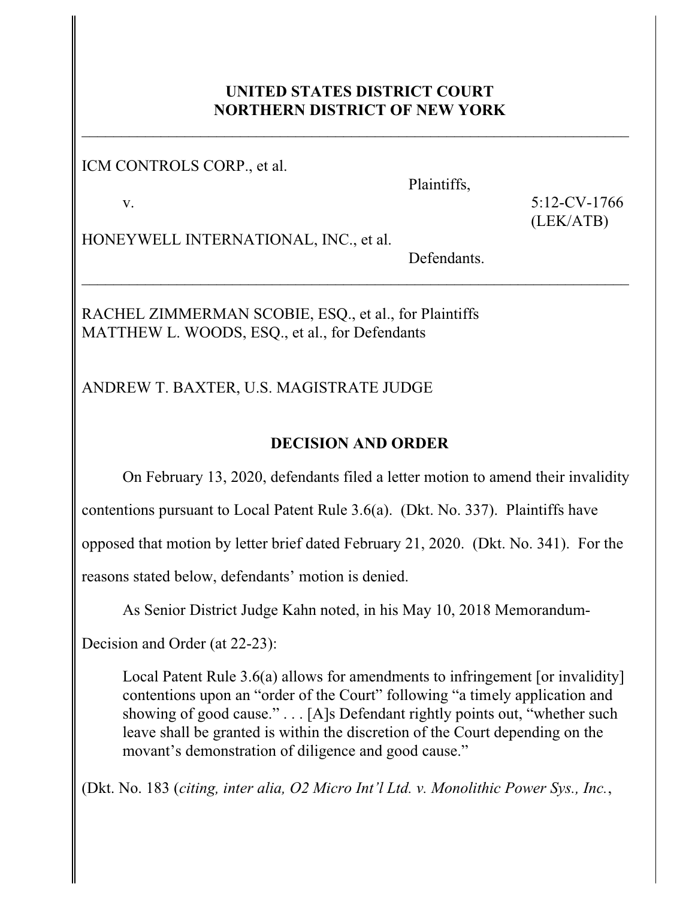**UNITED STATES DISTRICT COURT**
**NORTHERN DISTRICT OF NEW YORK**

---

ICM CONTROLS CORP., et al.

Plaintiffs,

v. 5:12-CV-1766 (LEK/ATB)

HONEYWELL INTERNATIONAL, INC., et al.

Defendants.

---

RACHEL ZIMMERMAN SCOBIE, ESQ., et al., for Plaintiffs
MATTHEW L. WOODS, ESQ., et al., for Defendants

ANDREW T. BAXTER, U.S. MAGISTRATE JUDGE

**DECISION AND ORDER**

On February 13, 2020, defendants filed a letter motion to amend their invalidity contentions pursuant to Local Patent Rule 3.6(a). (Dkt. No. 337). Plaintiffs have opposed that motion by letter brief dated February 21, 2020. (Dkt. No. 341). For the reasons stated below, defendants' motion is denied.

As Senior District Judge Kahn noted, in his May 10, 2018 Memorandum-Decision and Order (at 22-23):

> Local Patent Rule 3.6(a) allows for amendments to infringement [or invalidity] contentions upon an "order of the Court" following "a timely application and showing of good cause." . . . [A]s Defendant rightly points out, "whether such leave shall be granted is within the discretion of the Court depending on the movant's demonstration of diligence and good cause."

(Dkt. No. 183 (*citing, inter alia, O2 Micro Int'l Ltd. v. Monolithic Power Sys., Inc.*,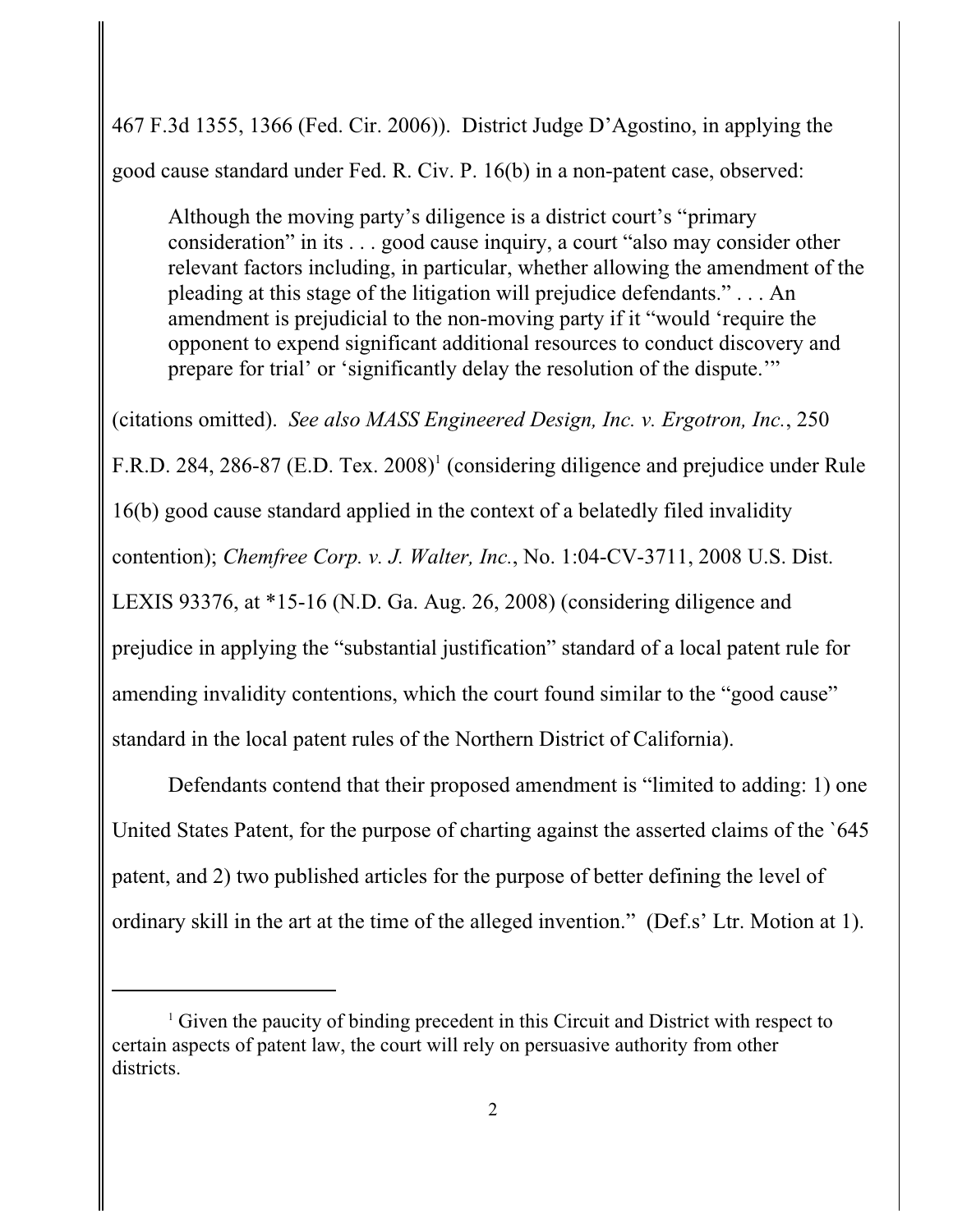467 F.3d 1355, 1366 (Fed. Cir. 2006)). District Judge D'Agostino, in applying the good cause standard under Fed. R. Civ. P. 16(b) in a non-patent case, observed:

> Although the moving party's diligence is a district court's "primary consideration" in its . . . good cause inquiry, a court "also may consider other relevant factors including, in particular, whether allowing the amendment of the pleading at this stage of the litigation will prejudice defendants." . . . An amendment is prejudicial to the non-moving party if it "would 'require the opponent to expend significant additional resources to conduct discovery and prepare for trial' or 'significantly delay the resolution of the dispute.'"

(citations omitted). *See also MASS Engineered Design, Inc. v. Ergotron, Inc.*, 250 F.R.D. 284, 286-87 (E.D. Tex. 2008)[1] (considering diligence and prejudice under Rule 16(b) good cause standard applied in the context of a belatedly filed invalidity contention); *Chemfree Corp. v. J. Walter, Inc.*, No. 1:04-CV-3711, 2008 U.S. Dist. LEXIS 93376, at *15-16 (N.D. Ga. Aug. 26, 2008) (considering diligence and prejudice in applying the "substantial justification" standard of a local patent rule for amending invalidity contentions, which the court found similar to the "good cause" standard in the local patent rules of the Northern District of California).

Defendants contend that their proposed amendment is "limited to adding: 1) one United States Patent, for the purpose of charting against the asserted claims of the `645 patent, and 2) two published articles for the purpose of better defining the level of ordinary skill in the art at the time of the alleged invention." (Def.s' Ltr. Motion at 1).

---

[1] Given the paucity of binding precedent in this Circuit and District with respect to certain aspects of patent law, the court will rely on persuasive authority from other districts.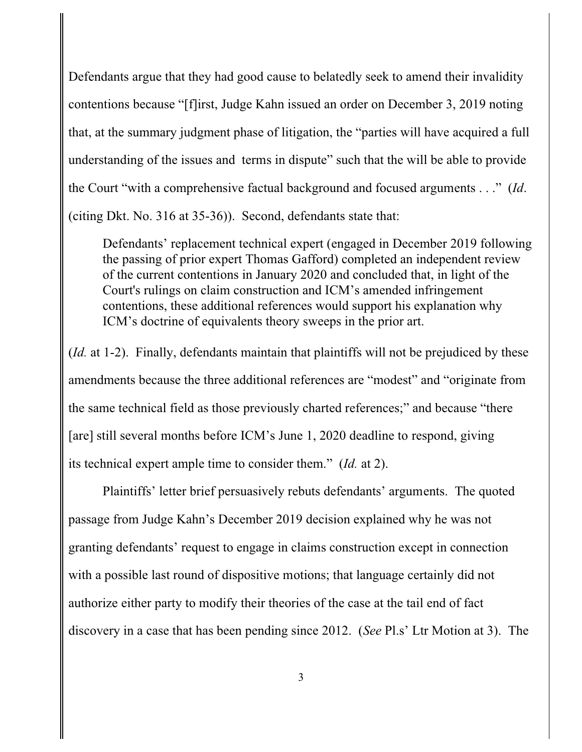Defendants argue that they had good cause to belatedly seek to amend their invalidity contentions because "[f]irst, Judge Kahn issued an order on December 3, 2019 noting that, at the summary judgment phase of litigation, the "parties will have acquired a full understanding of the issues and terms in dispute" such that the will be able to provide the Court "with a comprehensive factual background and focused arguments . . ." (*Id*. (citing Dkt. No. 316 at 35-36)). Second, defendants state that:

> Defendants' replacement technical expert (engaged in December 2019 following the passing of prior expert Thomas Gafford) completed an independent review of the current contentions in January 2020 and concluded that, in light of the Court's rulings on claim construction and ICM's amended infringement contentions, these additional references would support his explanation why ICM's doctrine of equivalents theory sweeps in the prior art.

(*Id.* at 1-2). Finally, defendants maintain that plaintiffs will not be prejudiced by these amendments because the three additional references are "modest" and "originate from the same technical field as those previously charted references;" and because "there [are] still several months before ICM's June 1, 2020 deadline to respond, giving its technical expert ample time to consider them." (*Id.* at 2).

Plaintiffs' letter brief persuasively rebuts defendants' arguments. The quoted passage from Judge Kahn's December 2019 decision explained why he was not granting defendants' request to engage in claims construction except in connection with a possible last round of dispositive motions; that language certainly did not authorize either party to modify their theories of the case at the tail end of fact discovery in a case that has been pending since 2012. (*See* Pl.s' Ltr Motion at 3). The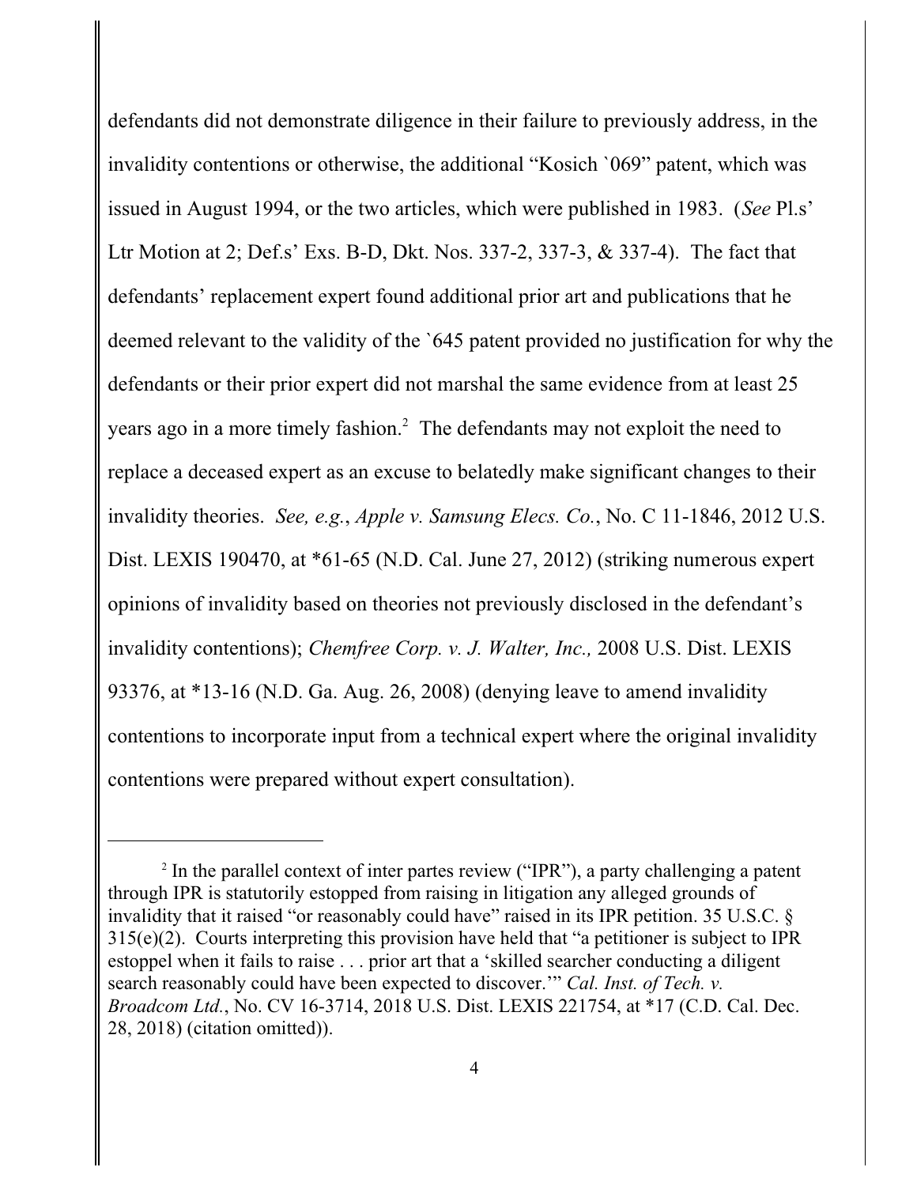defendants did not demonstrate diligence in their failure to previously address, in the invalidity contentions or otherwise, the additional "Kosich `069" patent, which was issued in August 1994, or the two articles, which were published in 1983. (*See* Pl.s' Ltr Motion at 2; Def.s' Exs. B-D, Dkt. Nos. 337-2, 337-3, & 337-4). The fact that defendants' replacement expert found additional prior art and publications that he deemed relevant to the validity of the `645 patent provided no justification for why the defendants or their prior expert did not marshal the same evidence from at least 25 years ago in a more timely fashion.[2] The defendants may not exploit the need to replace a deceased expert as an excuse to belatedly make significant changes to their invalidity theories. *See, e.g.*, *Apple v. Samsung Elecs. Co.*, No. C 11-1846, 2012 U.S. Dist. LEXIS 190470, at *61-65 (N.D. Cal. June 27, 2012) (striking numerous expert opinions of invalidity based on theories not previously disclosed in the defendant's invalidity contentions); *Chemfree Corp. v. J. Walter, Inc.,* 2008 U.S. Dist. LEXIS 93376, at *13-16 (N.D. Ga. Aug. 26, 2008) (denying leave to amend invalidity contentions to incorporate input from a technical expert where the original invalidity contentions were prepared without expert consultation).

---

[2] In the parallel context of inter partes review ("IPR"), a party challenging a patent through IPR is statutorily estopped from raising in litigation any alleged grounds of invalidity that it raised "or reasonably could have" raised in its IPR petition. 35 U.S.C. § 315(e)(2). Courts interpreting this provision have held that "a petitioner is subject to IPR estoppel when it fails to raise . . . prior art that a 'skilled searcher conducting a diligent search reasonably could have been expected to discover.'" *Cal. Inst. of Tech. v. Broadcom Ltd.*, No. CV 16-3714, 2018 U.S. Dist. LEXIS 221754, at *17 (C.D. Cal. Dec. 28, 2018) (citation omitted)).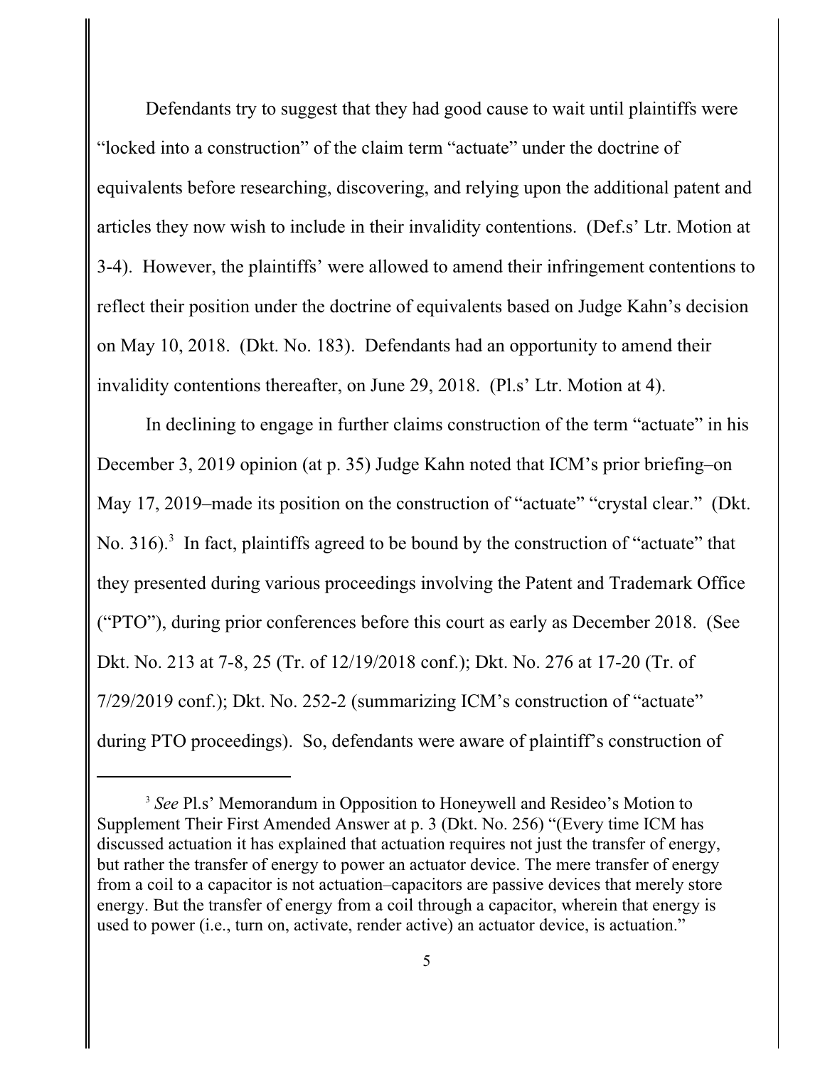Defendants try to suggest that they had good cause to wait until plaintiffs were "locked into a construction" of the claim term "actuate" under the doctrine of equivalents before researching, discovering, and relying upon the additional patent and articles they now wish to include in their invalidity contentions. (Def.s' Ltr. Motion at 3-4). However, the plaintiffs' were allowed to amend their infringement contentions to reflect their position under the doctrine of equivalents based on Judge Kahn's decision on May 10, 2018. (Dkt. No. 183). Defendants had an opportunity to amend their invalidity contentions thereafter, on June 29, 2018. (Pl.s' Ltr. Motion at 4).

In declining to engage in further claims construction of the term "actuate" in his December 3, 2019 opinion (at p. 35) Judge Kahn noted that ICM's prior briefing–on May 17, 2019–made its position on the construction of "actuate" "crystal clear." (Dkt. No. 316).[3] In fact, plaintiffs agreed to be bound by the construction of "actuate" that they presented during various proceedings involving the Patent and Trademark Office ("PTO"), during prior conferences before this court as early as December 2018. (See Dkt. No. 213 at 7-8, 25 (Tr. of 12/19/2018 conf.); Dkt. No. 276 at 17-20 (Tr. of 7/29/2019 conf.); Dkt. No. 252-2 (summarizing ICM's construction of "actuate" during PTO proceedings). So, defendants were aware of plaintiff's construction of

---

[3] *See* Pl.s' Memorandum in Opposition to Honeywell and Resideo's Motion to Supplement Their First Amended Answer at p. 3 (Dkt. No. 256) "(Every time ICM has discussed actuation it has explained that actuation requires not just the transfer of energy, but rather the transfer of energy to power an actuator device. The mere transfer of energy from a coil to a capacitor is not actuation–capacitors are passive devices that merely store energy. But the transfer of energy from a coil through a capacitor, wherein that energy is used to power (i.e., turn on, activate, render active) an actuator device, is actuation."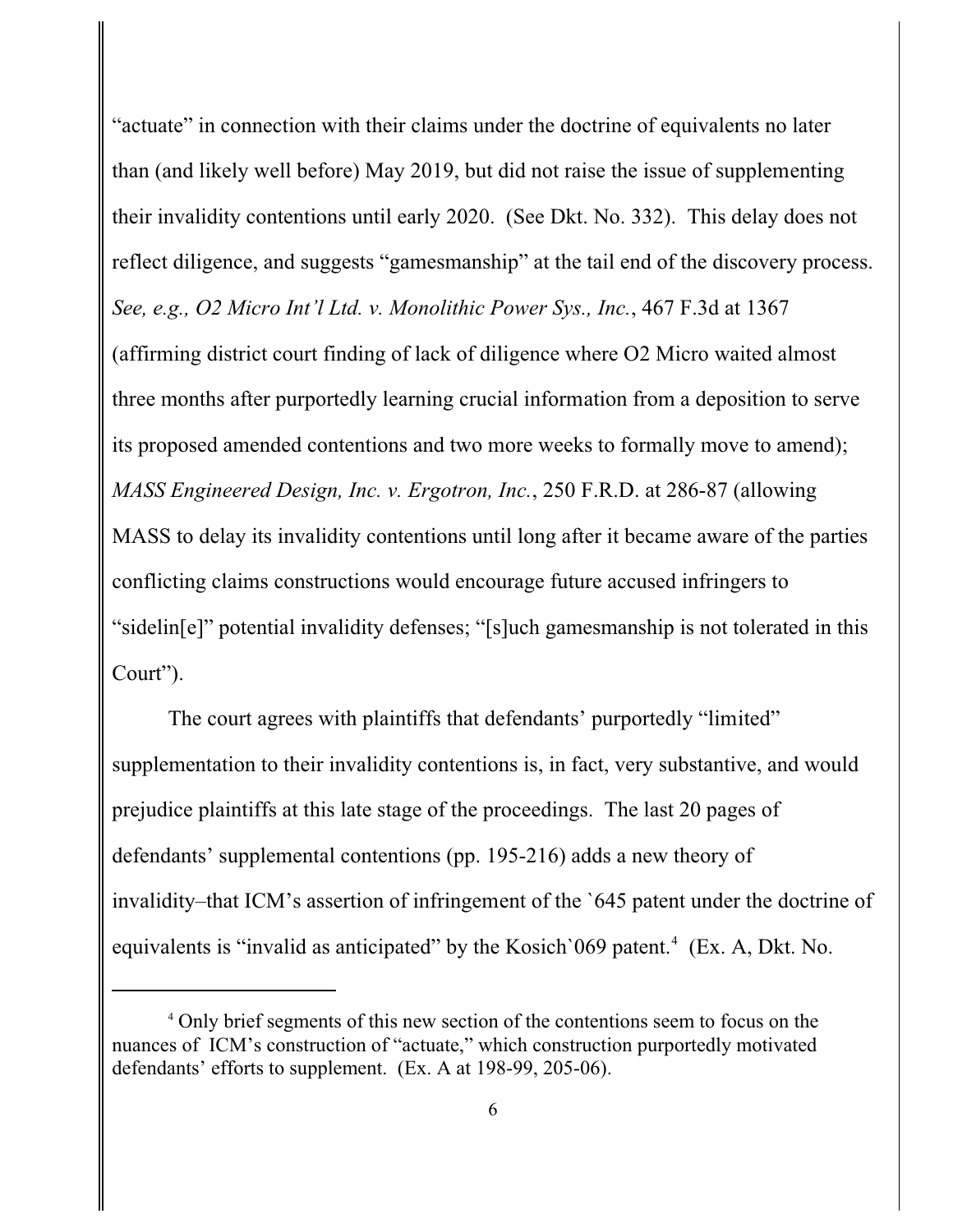"actuate" in connection with their claims under the doctrine of equivalents no later than (and likely well before) May 2019, but did not raise the issue of supplementing their invalidity contentions until early 2020. (See Dkt. No. 332). This delay does not reflect diligence, and suggests "gamesmanship" at the tail end of the discovery process. *See, e.g., O2 Micro Int'l Ltd. v. Monolithic Power Sys., Inc.*, 467 F.3d at 1367 (affirming district court finding of lack of diligence where O2 Micro waited almost three months after purportedly learning crucial information from a deposition to serve its proposed amended contentions and two more weeks to formally move to amend); *MASS Engineered Design, Inc. v. Ergotron, Inc.*, 250 F.R.D. at 286-87 (allowing MASS to delay its invalidity contentions until long after it became aware of the parties conflicting claims constructions would encourage future accused infringers to "sidelin[e]" potential invalidity defenses; "[s]uch gamesmanship is not tolerated in this Court").

The court agrees with plaintiffs that defendants' purportedly "limited" supplementation to their invalidity contentions is, in fact, very substantive, and would prejudice plaintiffs at this late stage of the proceedings. The last 20 pages of defendants' supplemental contentions (pp. 195-216) adds a new theory of invalidity–that ICM's assertion of infringement of the `645 patent under the doctrine of equivalents is "invalid as anticipated" by the Kosich`069 patent.[4] (Ex. A, Dkt. No.

---

[4] Only brief segments of this new section of the contentions seem to focus on the nuances of ICM's construction of "actuate," which construction purportedly motivated defendants' efforts to supplement. (Ex. A at 198-99, 205-06).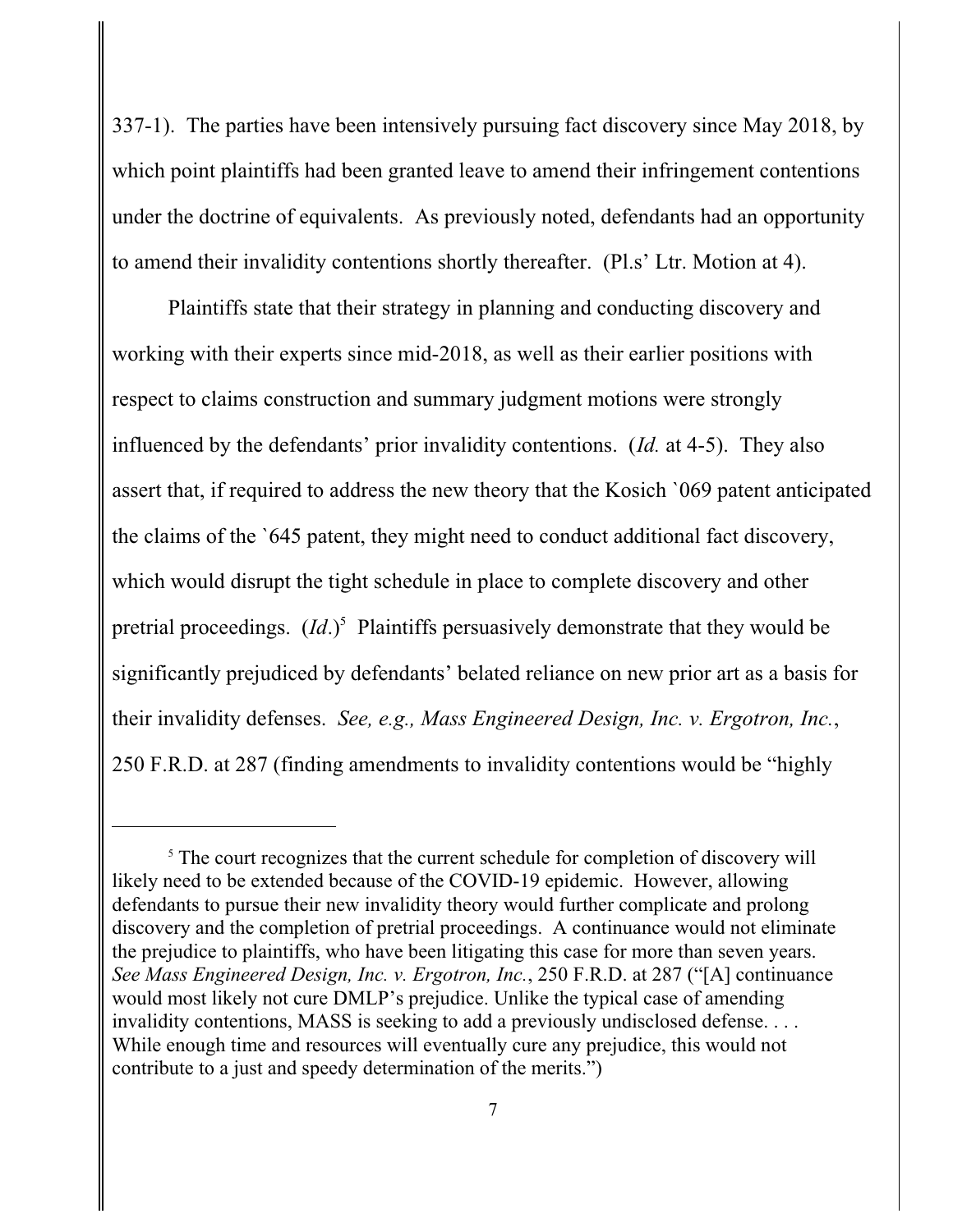337-1). The parties have been intensively pursuing fact discovery since May 2018, by which point plaintiffs had been granted leave to amend their infringement contentions under the doctrine of equivalents. As previously noted, defendants had an opportunity to amend their invalidity contentions shortly thereafter. (Pl.s' Ltr. Motion at 4).

Plaintiffs state that their strategy in planning and conducting discovery and working with their experts since mid-2018, as well as their earlier positions with respect to claims construction and summary judgment motions were strongly influenced by the defendants' prior invalidity contentions. (*Id.* at 4-5). They also assert that, if required to address the new theory that the Kosich `069 patent anticipated the claims of the `645 patent, they might need to conduct additional fact discovery, which would disrupt the tight schedule in place to complete discovery and other pretrial proceedings. (*Id.*)[5] Plaintiffs persuasively demonstrate that they would be significantly prejudiced by defendants' belated reliance on new prior art as a basis for their invalidity defenses. *See, e.g., Mass Engineered Design, Inc. v. Ergotron, Inc.*, 250 F.R.D. at 287 (finding amendments to invalidity contentions would be "highly

---

[5] The court recognizes that the current schedule for completion of discovery will likely need to be extended because of the COVID-19 epidemic. However, allowing defendants to pursue their new invalidity theory would further complicate and prolong discovery and the completion of pretrial proceedings. A continuance would not eliminate the prejudice to plaintiffs, who have been litigating this case for more than seven years. *See Mass Engineered Design, Inc. v. Ergotron, Inc.*, 250 F.R.D. at 287 ("[A] continuance would most likely not cure DMLP's prejudice. Unlike the typical case of amending invalidity contentions, MASS is seeking to add a previously undisclosed defense. . . . While enough time and resources will eventually cure any prejudice, this would not contribute to a just and speedy determination of the merits.")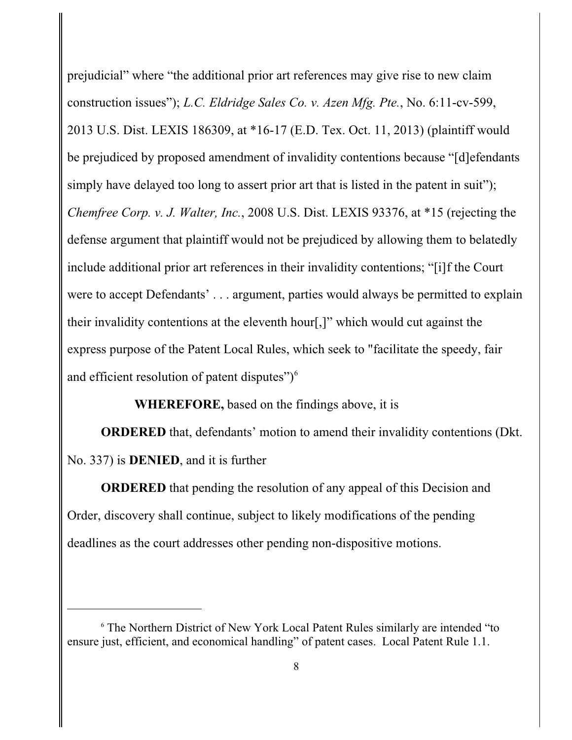prejudicial" where "the additional prior art references may give rise to new claim construction issues"); *L.C. Eldridge Sales Co. v. Azen Mfg. Pte.*, No. 6:11-cv-599, 2013 U.S. Dist. LEXIS 186309, at *16-17 (E.D. Tex. Oct. 11, 2013) (plaintiff would be prejudiced by proposed amendment of invalidity contentions because "[d]efendants simply have delayed too long to assert prior art that is listed in the patent in suit"); *Chemfree Corp. v. J. Walter, Inc.*, 2008 U.S. Dist. LEXIS 93376, at *15 (rejecting the defense argument that plaintiff would not be prejudiced by allowing them to belatedly include additional prior art references in their invalidity contentions; "[i]f the Court were to accept Defendants' . . . argument, parties would always be permitted to explain their invalidity contentions at the eleventh hour[,]" which would cut against the express purpose of the Patent Local Rules, which seek to "facilitate the speedy, fair and efficient resolution of patent disputes")[6]

**WHEREFORE,** based on the findings above, it is

**ORDERED** that, defendants' motion to amend their invalidity contentions (Dkt. No. 337) is **DENIED**, and it is further

**ORDERED** that pending the resolution of any appeal of this Decision and Order, discovery shall continue, subject to likely modifications of the pending deadlines as the court addresses other pending non-dispositive motions.

---

[6] The Northern District of New York Local Patent Rules similarly are intended "to ensure just, efficient, and economical handling" of patent cases. Local Patent Rule 1.1.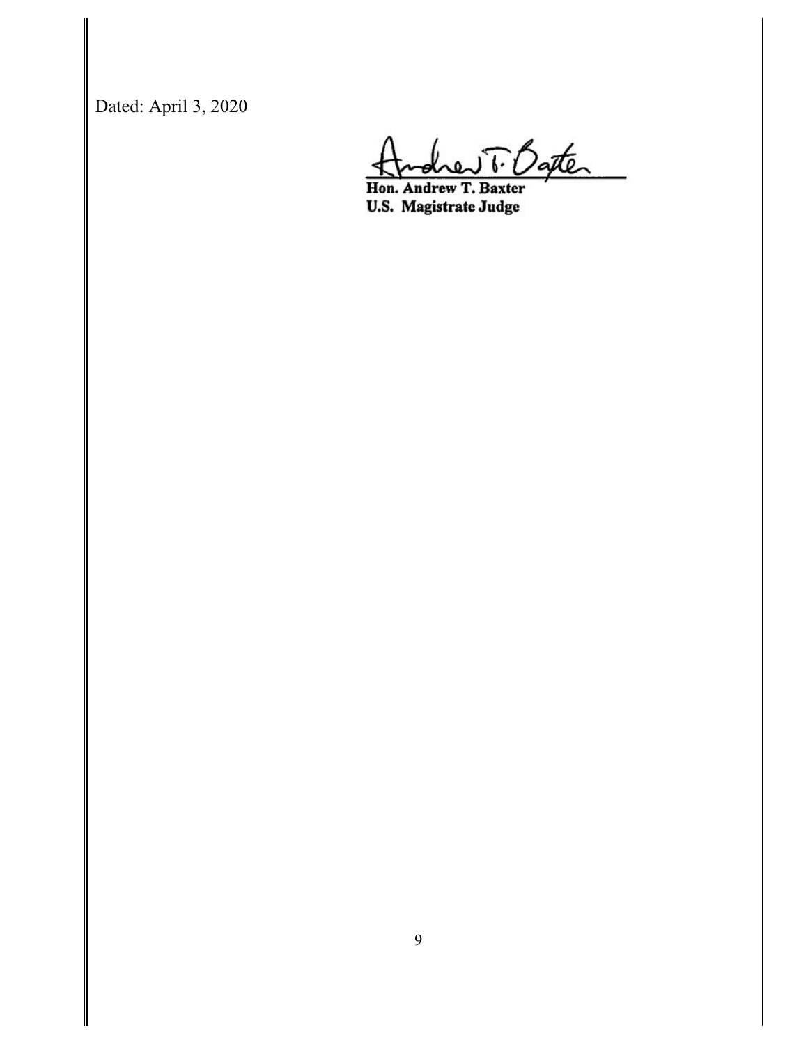Dated: April 3, 2020

Hon. Andrew T. Baxter
U.S. Magistrate Judge